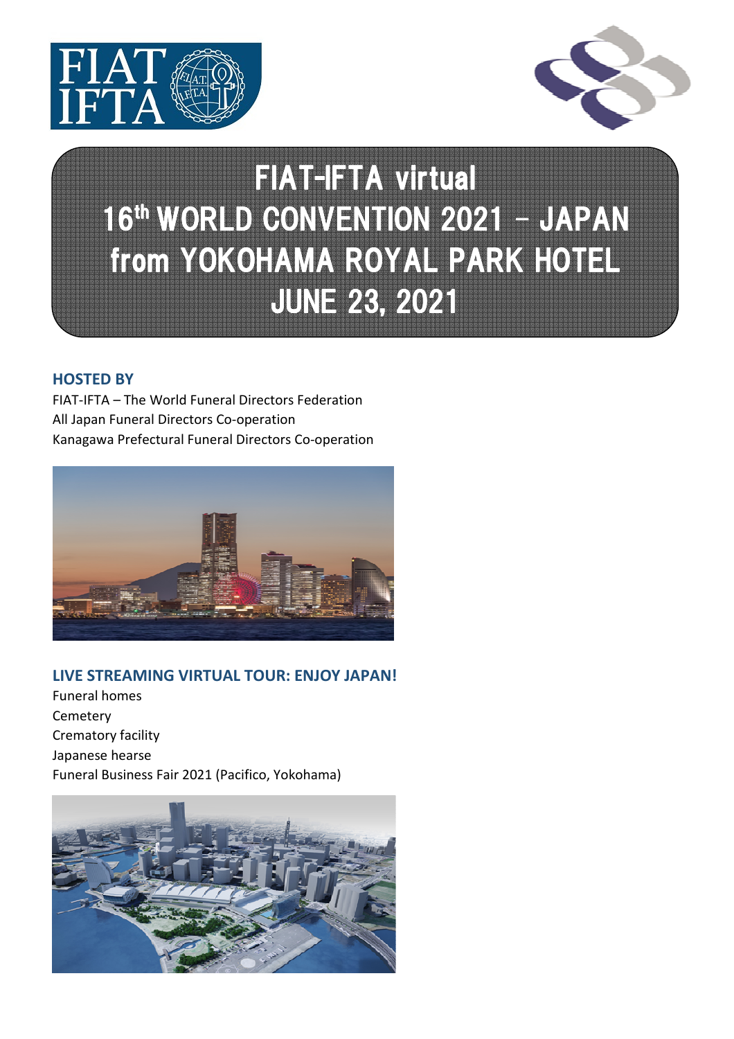# FIAT-IFTA virtual 16th WORLD CONVENTION 2021 – JAPAN from YOKOHAMA ROYAL PARK HOTEL JUNE 23, 2021

## HOSTED BY

FIAT-IFTA – The World Funeral Directors Federation
All Japan Funeral Directors Co-operation
Kanagawa Prefectural Funeral Directors Co-operation

## LIVE STREAMING VIRTUAL TOUR: ENJOY JAPAN!

Funeral homes
Cemetery
Crematory facility
Japanese hearse
Funeral Business Fair 2021 (Pacifico, Yokohama)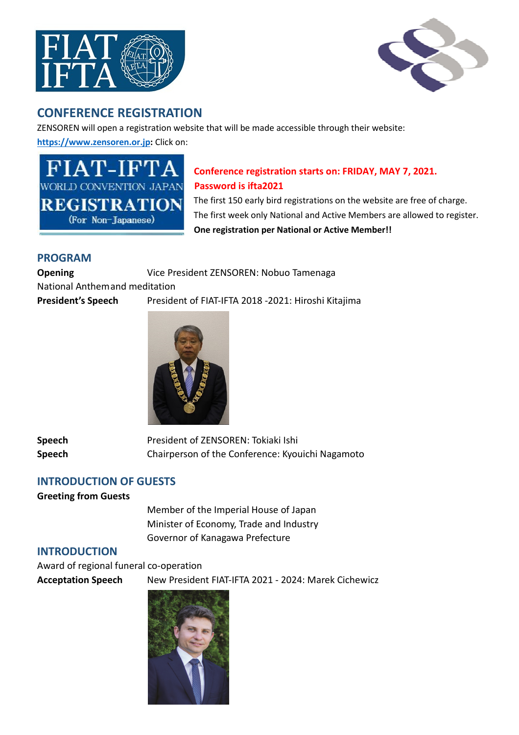## CONFERENCE REGISTRATION

ZENSOREN will open a registration website that will be made accessible through their website: **https://www.zensoren.or.jp:** Click on:

FIAT-IFTA
WORLD CONVENTION JAPAN
REGISTRATION
(For Non-Japanese)

**Conference registration starts on: FRIDAY, MAY 7, 2021.**
**Password is ifta2021**

The first 150 early bird registrations on the website are free of charge.
The first week only National and Active Members are allowed to register.
**One registration per National or Active Member!!**

## PROGRAM

**Opening** Vice President ZENSOREN: Nobuo Tamenaga

National Anthem and meditation

**President's Speech** President of FIAT-IFTA 2018 -2021: Hiroshi Kitajima

**Speech** President of ZENSOREN: Tokiaki Ishi

**Speech** Chairperson of the Conference: Kyouichi Nagamoto

## INTRODUCTION OF GUESTS

**Greeting from Guests**

Member of the Imperial House of Japan
Minister of Economy, Trade and Industry
Governor of Kanagawa Prefecture

## INTRODUCTION

Award of regional funeral co-operation

**Acceptation Speech** New President FIAT-IFTA 2021 - 2024: Marek Cichewicz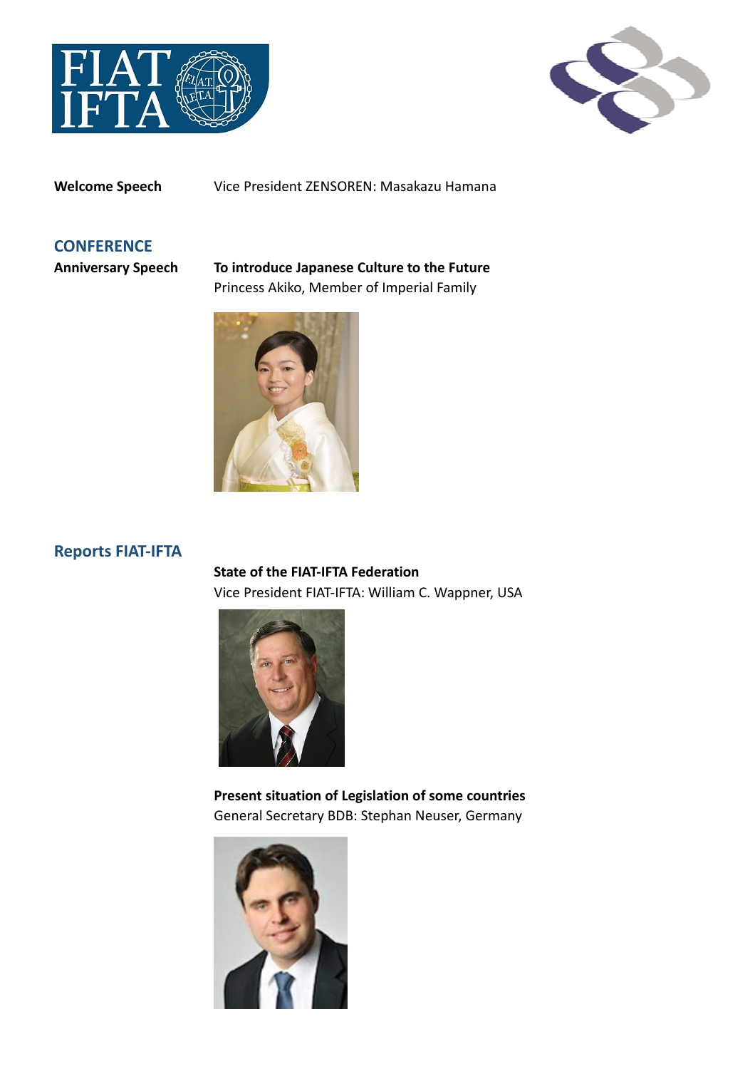**Welcome Speech** Vice President ZENSOREN: Masakazu Hamana

## CONFERENCE

**Anniversary Speech**

**To introduce Japanese Culture to the Future**
Princess Akiko, Member of Imperial Family

## Reports FIAT-IFTA

**State of the FIAT-IFTA Federation**
Vice President FIAT-IFTA: William C. Wappner, USA

**Present situation of Legislation of some countries**
General Secretary BDB: Stephan Neuser, Germany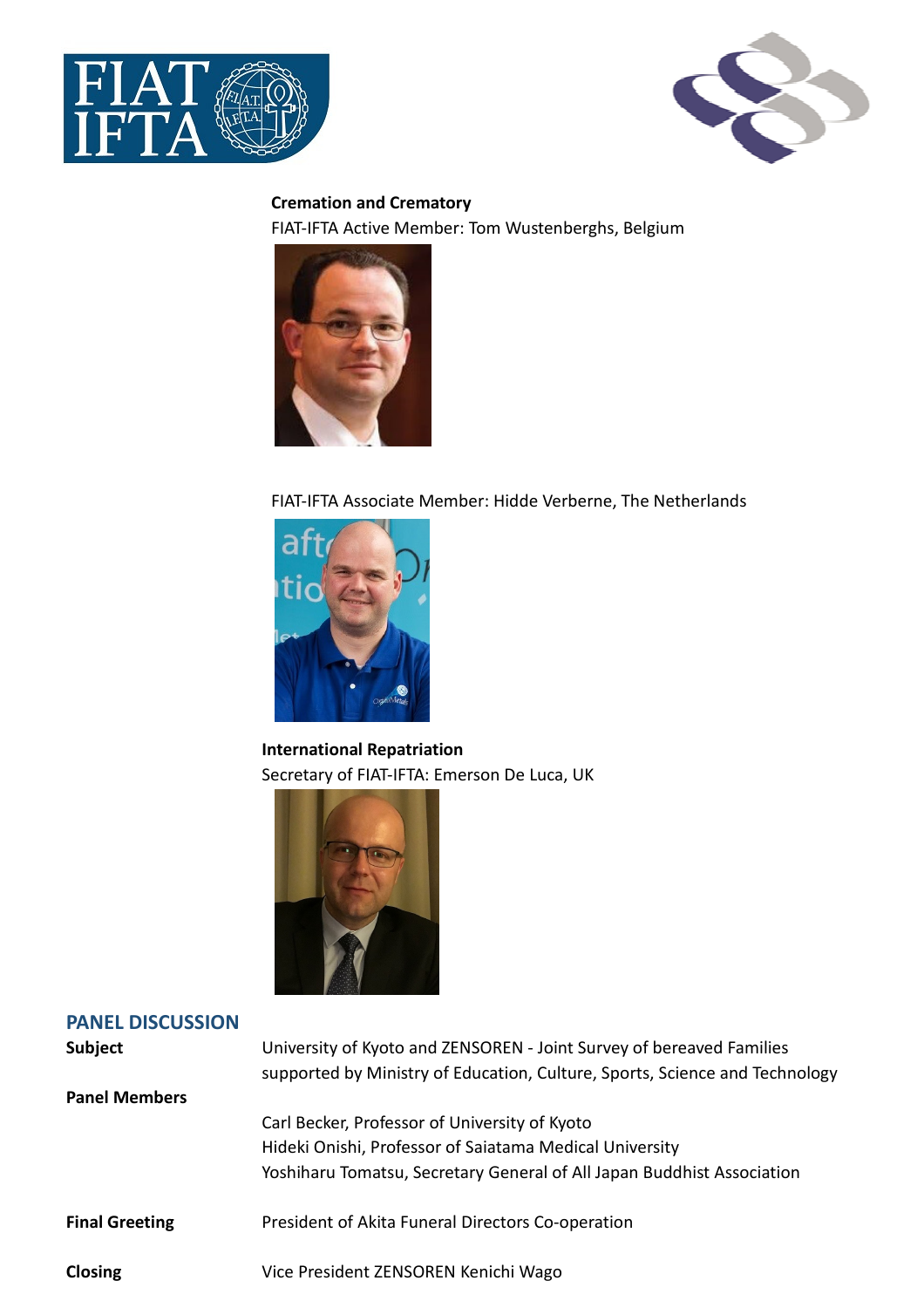**Cremation and Crematory**

FIAT-IFTA Active Member: Tom Wustenberghs, Belgium

FIAT-IFTA Associate Member: Hidde Verberne, The Netherlands

**International Repatriation**

Secretary of FIAT-IFTA: Emerson De Luca, UK

## PANEL DISCUSSION

| | |
|---|---|
| **Subject** | University of Kyoto and ZENSOREN - Joint Survey of bereaved Families supported by Ministry of Education, Culture, Sports, Science and Technology |
| **Panel Members** | Carl Becker, Professor of University of Kyoto<br>Hideki Onishi, Professor of Saiatama Medical University<br>Yoshiharu Tomatsu, Secretary General of All Japan Buddhist Association |
| **Final Greeting** | President of Akita Funeral Directors Co-operation |
| **Closing** | Vice President ZENSOREN Kenichi Wago |